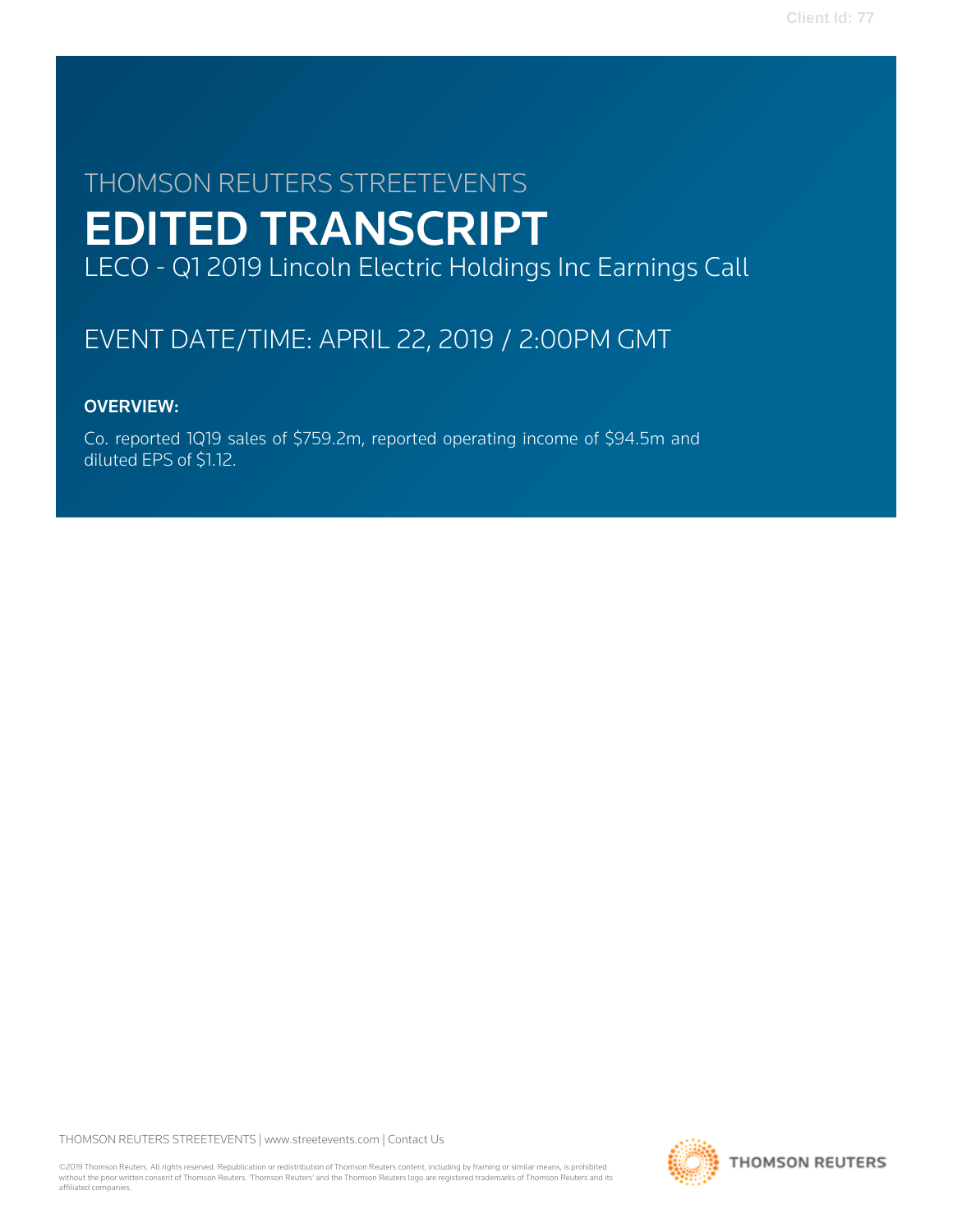THOMSON REUTERS STREETEVENTS

# EDITED TRANSCRIPT

LECO - Q1 2019 Lincoln Electric Holdings Inc Earnings Call

EVENT DATE/TIME: APRIL 22, 2019 / 2:00PM GMT

**OVERVIEW:**

Co. reported 1Q19 sales of $759.2m, reported operating income of $94.5m and diluted EPS of $1.12.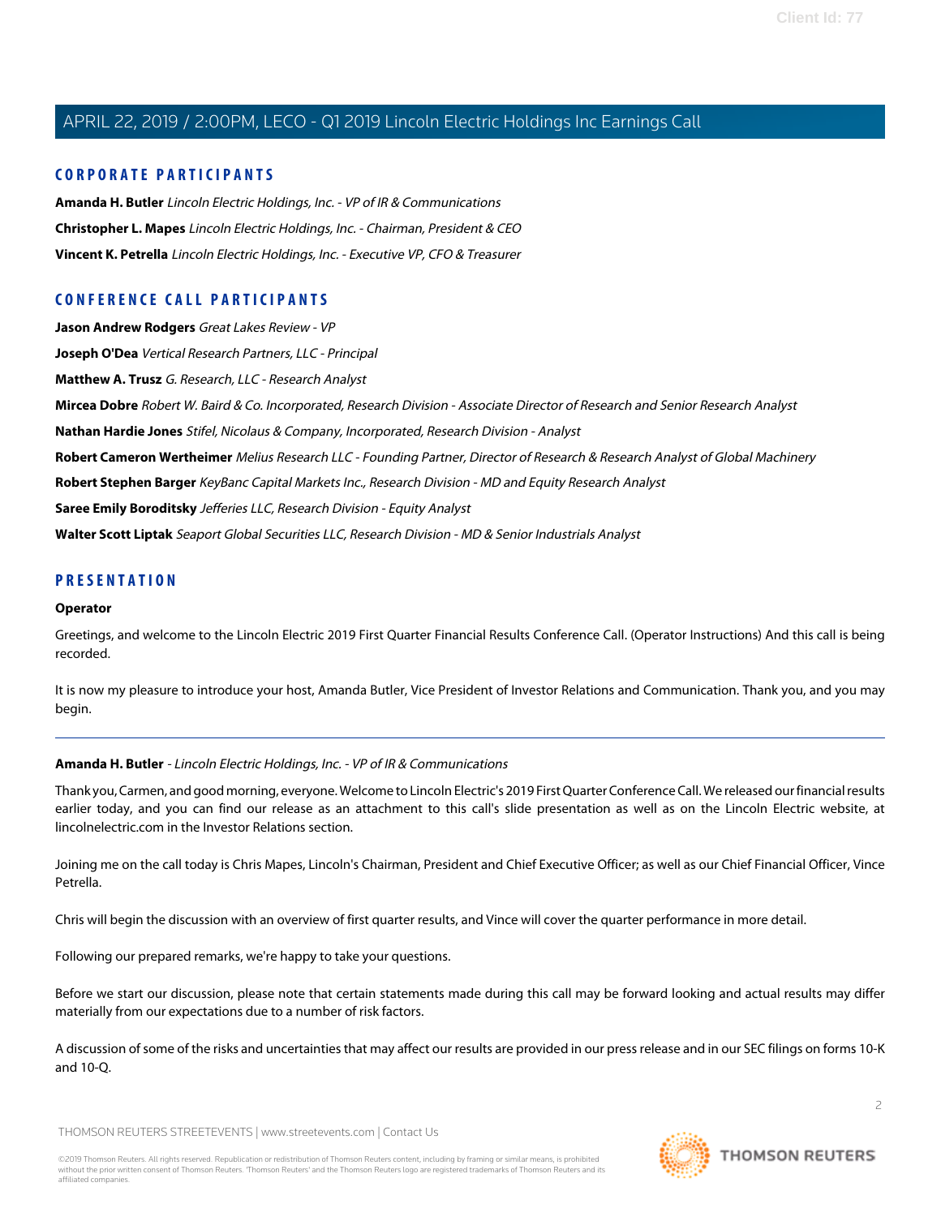## CORPORATE PARTICIPANTS

**Amanda H. Butler** *Lincoln Electric Holdings, Inc. - VP of IR & Communications*

**Christopher L. Mapes** *Lincoln Electric Holdings, Inc. - Chairman, President & CEO*

**Vincent K. Petrella** *Lincoln Electric Holdings, Inc. - Executive VP, CFO & Treasurer*

## CONFERENCE CALL PARTICIPANTS

**Jason Andrew Rodgers** *Great Lakes Review - VP*

**Joseph O'Dea** *Vertical Research Partners, LLC - Principal*

**Matthew A. Trusz** *G. Research, LLC - Research Analyst*

**Mircea Dobre** *Robert W. Baird & Co. Incorporated, Research Division - Associate Director of Research and Senior Research Analyst*

**Nathan Hardie Jones** *Stifel, Nicolaus & Company, Incorporated, Research Division - Analyst*

**Robert Cameron Wertheimer** *Melius Research LLC - Founding Partner, Director of Research & Research Analyst of Global Machinery*

**Robert Stephen Barger** *KeyBanc Capital Markets Inc., Research Division - MD and Equity Research Analyst*

**Saree Emily Boroditsky** *Jefferies LLC, Research Division - Equity Analyst*

**Walter Scott Liptak** *Seaport Global Securities LLC, Research Division - MD & Senior Industrials Analyst*

## PRESENTATION

**Operator**

Greetings, and welcome to the Lincoln Electric 2019 First Quarter Financial Results Conference Call. (Operator Instructions) And this call is being recorded.

It is now my pleasure to introduce your host, Amanda Butler, Vice President of Investor Relations and Communication. Thank you, and you may begin.

---

**Amanda H. Butler** - *Lincoln Electric Holdings, Inc. - VP of IR & Communications*

Thank you, Carmen, and good morning, everyone. Welcome to Lincoln Electric's 2019 First Quarter Conference Call. We released our financial results earlier today, and you can find our release as an attachment to this call's slide presentation as well as on the Lincoln Electric website, at lincolnelectric.com in the Investor Relations section.

Joining me on the call today is Chris Mapes, Lincoln's Chairman, President and Chief Executive Officer; as well as our Chief Financial Officer, Vince Petrella.

Chris will begin the discussion with an overview of first quarter results, and Vince will cover the quarter performance in more detail.

Following our prepared remarks, we're happy to take your questions.

Before we start our discussion, please note that certain statements made during this call may be forward looking and actual results may differ materially from our expectations due to a number of risk factors.

A discussion of some of the risks and uncertainties that may affect our results are provided in our press release and in our SEC filings on forms 10-K and 10-Q.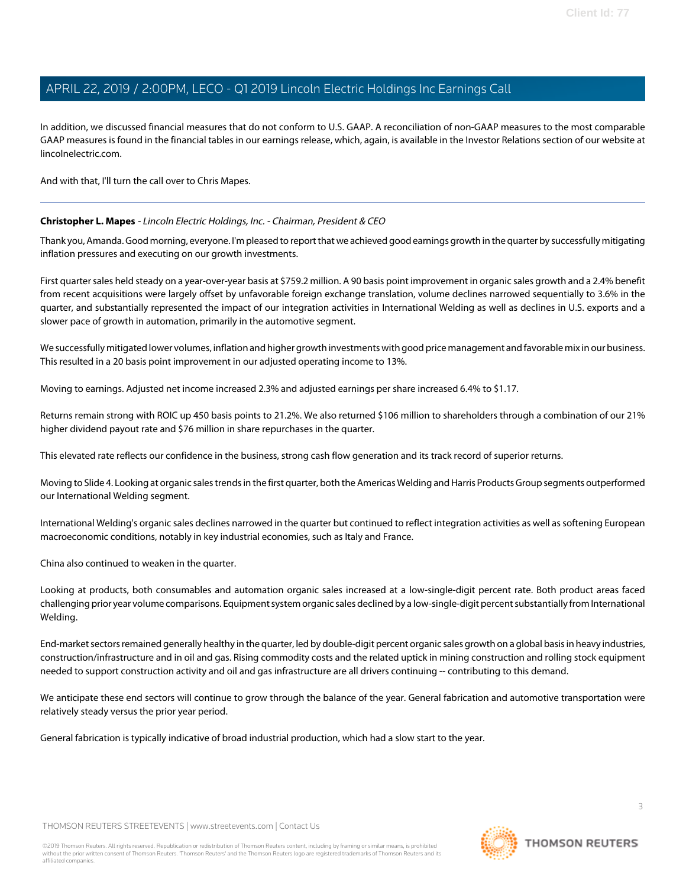In addition, we discussed financial measures that do not conform to U.S. GAAP. A reconciliation of non-GAAP measures to the most comparable GAAP measures is found in the financial tables in our earnings release, which, again, is available in the Investor Relations section of our website at lincolnelectric.com.

And with that, I'll turn the call over to Chris Mapes.

---

**Christopher L. Mapes** *- Lincoln Electric Holdings, Inc. - Chairman, President & CEO*

Thank you, Amanda. Good morning, everyone. I'm pleased to report that we achieved good earnings growth in the quarter by successfully mitigating inflation pressures and executing on our growth investments.

First quarter sales held steady on a year-over-year basis at $759.2 million. A 90 basis point improvement in organic sales growth and a 2.4% benefit from recent acquisitions were largely offset by unfavorable foreign exchange translation, volume declines narrowed sequentially to 3.6% in the quarter, and substantially represented the impact of our integration activities in International Welding as well as declines in U.S. exports and a slower pace of growth in automation, primarily in the automotive segment.

We successfully mitigated lower volumes, inflation and higher growth investments with good price management and favorable mix in our business. This resulted in a 20 basis point improvement in our adjusted operating income to 13%.

Moving to earnings. Adjusted net income increased 2.3% and adjusted earnings per share increased 6.4% to $1.17.

Returns remain strong with ROIC up 450 basis points to 21.2%. We also returned $106 million to shareholders through a combination of our 21% higher dividend payout rate and $76 million in share repurchases in the quarter.

This elevated rate reflects our confidence in the business, strong cash flow generation and its track record of superior returns.

Moving to Slide 4. Looking at organic sales trends in the first quarter, both the Americas Welding and Harris Products Group segments outperformed our International Welding segment.

International Welding's organic sales declines narrowed in the quarter but continued to reflect integration activities as well as softening European macroeconomic conditions, notably in key industrial economies, such as Italy and France.

China also continued to weaken in the quarter.

Looking at products, both consumables and automation organic sales increased at a low-single-digit percent rate. Both product areas faced challenging prior year volume comparisons. Equipment system organic sales declined by a low-single-digit percent substantially from International Welding.

End-market sectors remained generally healthy in the quarter, led by double-digit percent organic sales growth on a global basis in heavy industries, construction/infrastructure and in oil and gas. Rising commodity costs and the related uptick in mining construction and rolling stock equipment needed to support construction activity and oil and gas infrastructure are all drivers continuing -- contributing to this demand.

We anticipate these end sectors will continue to grow through the balance of the year. General fabrication and automotive transportation were relatively steady versus the prior year period.

General fabrication is typically indicative of broad industrial production, which had a slow start to the year.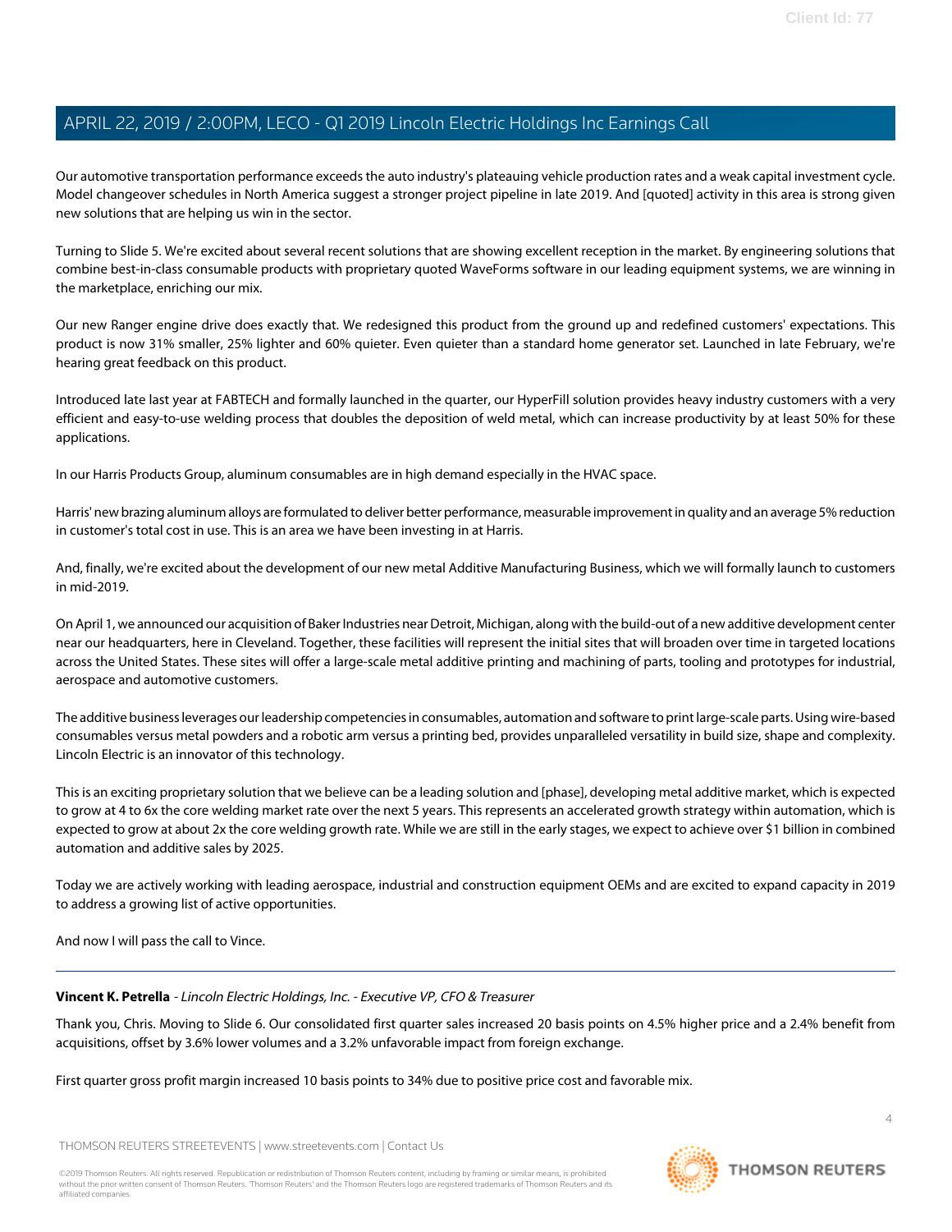Our automotive transportation performance exceeds the auto industry's plateauing vehicle production rates and a weak capital investment cycle. Model changeover schedules in North America suggest a stronger project pipeline in late 2019. And [quoted] activity in this area is strong given new solutions that are helping us win in the sector.

Turning to Slide 5. We're excited about several recent solutions that are showing excellent reception in the market. By engineering solutions that combine best-in-class consumable products with proprietary quoted WaveForms software in our leading equipment systems, we are winning in the marketplace, enriching our mix.

Our new Ranger engine drive does exactly that. We redesigned this product from the ground up and redefined customers' expectations. This product is now 31% smaller, 25% lighter and 60% quieter. Even quieter than a standard home generator set. Launched in late February, we're hearing great feedback on this product.

Introduced late last year at FABTECH and formally launched in the quarter, our HyperFill solution provides heavy industry customers with a very efficient and easy-to-use welding process that doubles the deposition of weld metal, which can increase productivity by at least 50% for these applications.

In our Harris Products Group, aluminum consumables are in high demand especially in the HVAC space.

Harris' new brazing aluminum alloys are formulated to deliver better performance, measurable improvement in quality and an average 5% reduction in customer's total cost in use. This is an area we have been investing in at Harris.

And, finally, we're excited about the development of our new metal Additive Manufacturing Business, which we will formally launch to customers in mid-2019.

On April 1, we announced our acquisition of Baker Industries near Detroit, Michigan, along with the build-out of a new additive development center near our headquarters, here in Cleveland. Together, these facilities will represent the initial sites that will broaden over time in targeted locations across the United States. These sites will offer a large-scale metal additive printing and machining of parts, tooling and prototypes for industrial, aerospace and automotive customers.

The additive business leverages our leadership competencies in consumables, automation and software to print large-scale parts. Using wire-based consumables versus metal powders and a robotic arm versus a printing bed, provides unparalleled versatility in build size, shape and complexity. Lincoln Electric is an innovator of this technology.

This is an exciting proprietary solution that we believe can be a leading solution and [phase], developing metal additive market, which is expected to grow at 4 to 6x the core welding market rate over the next 5 years. This represents an accelerated growth strategy within automation, which is expected to grow at about 2x the core welding growth rate. While we are still in the early stages, we expect to achieve over $1 billion in combined automation and additive sales by 2025.

Today we are actively working with leading aerospace, industrial and construction equipment OEMs and are excited to expand capacity in 2019 to address a growing list of active opportunities.

And now I will pass the call to Vince.

---

**Vincent K. Petrella** - *Lincoln Electric Holdings, Inc. - Executive VP, CFO & Treasurer*

Thank you, Chris. Moving to Slide 6. Our consolidated first quarter sales increased 20 basis points on 4.5% higher price and a 2.4% benefit from acquisitions, offset by 3.6% lower volumes and a 3.2% unfavorable impact from foreign exchange.

First quarter gross profit margin increased 10 basis points to 34% due to positive price cost and favorable mix.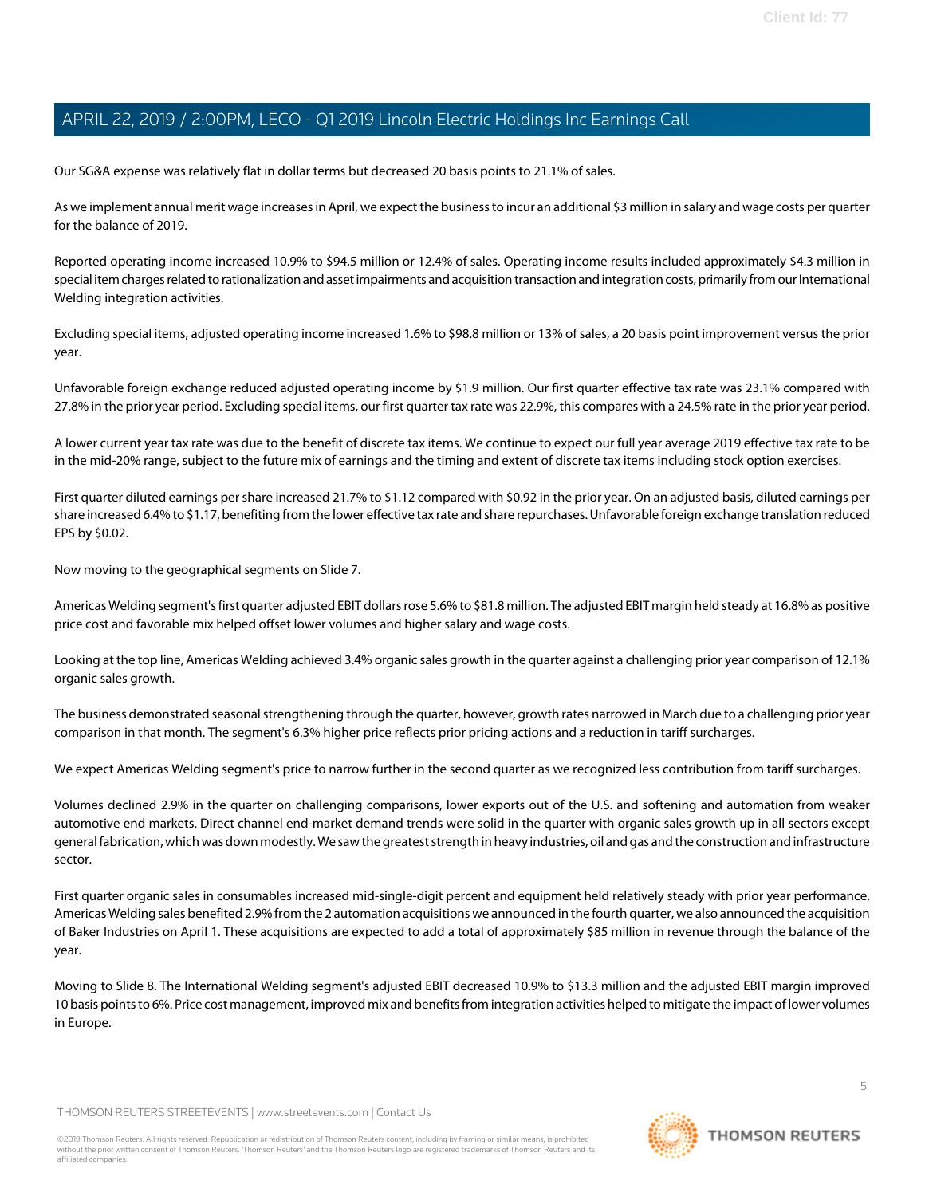Our SG&A expense was relatively flat in dollar terms but decreased 20 basis points to 21.1% of sales.

As we implement annual merit wage increases in April, we expect the business to incur an additional $3 million in salary and wage costs per quarter for the balance of 2019.

Reported operating income increased 10.9% to $94.5 million or 12.4% of sales. Operating income results included approximately $4.3 million in special item charges related to rationalization and asset impairments and acquisition transaction and integration costs, primarily from our International Welding integration activities.

Excluding special items, adjusted operating income increased 1.6% to $98.8 million or 13% of sales, a 20 basis point improvement versus the prior year.

Unfavorable foreign exchange reduced adjusted operating income by $1.9 million. Our first quarter effective tax rate was 23.1% compared with 27.8% in the prior year period. Excluding special items, our first quarter tax rate was 22.9%, this compares with a 24.5% rate in the prior year period.

A lower current year tax rate was due to the benefit of discrete tax items. We continue to expect our full year average 2019 effective tax rate to be in the mid-20% range, subject to the future mix of earnings and the timing and extent of discrete tax items including stock option exercises.

First quarter diluted earnings per share increased 21.7% to $1.12 compared with $0.92 in the prior year. On an adjusted basis, diluted earnings per share increased 6.4% to $1.17, benefiting from the lower effective tax rate and share repurchases. Unfavorable foreign exchange translation reduced EPS by $0.02.

Now moving to the geographical segments on Slide 7.

Americas Welding segment's first quarter adjusted EBIT dollars rose 5.6% to $81.8 million. The adjusted EBIT margin held steady at 16.8% as positive price cost and favorable mix helped offset lower volumes and higher salary and wage costs.

Looking at the top line, Americas Welding achieved 3.4% organic sales growth in the quarter against a challenging prior year comparison of 12.1% organic sales growth.

The business demonstrated seasonal strengthening through the quarter, however, growth rates narrowed in March due to a challenging prior year comparison in that month. The segment's 6.3% higher price reflects prior pricing actions and a reduction in tariff surcharges.

We expect Americas Welding segment's price to narrow further in the second quarter as we recognized less contribution from tariff surcharges.

Volumes declined 2.9% in the quarter on challenging comparisons, lower exports out of the U.S. and softening and automation from weaker automotive end markets. Direct channel end-market demand trends were solid in the quarter with organic sales growth up in all sectors except general fabrication, which was down modestly. We saw the greatest strength in heavy industries, oil and gas and the construction and infrastructure sector.

First quarter organic sales in consumables increased mid-single-digit percent and equipment held relatively steady with prior year performance. Americas Welding sales benefited 2.9% from the 2 automation acquisitions we announced in the fourth quarter, we also announced the acquisition of Baker Industries on April 1. These acquisitions are expected to add a total of approximately $85 million in revenue through the balance of the year.

Moving to Slide 8. The International Welding segment's adjusted EBIT decreased 10.9% to $13.3 million and the adjusted EBIT margin improved 10 basis points to 6%. Price cost management, improved mix and benefits from integration activities helped to mitigate the impact of lower volumes in Europe.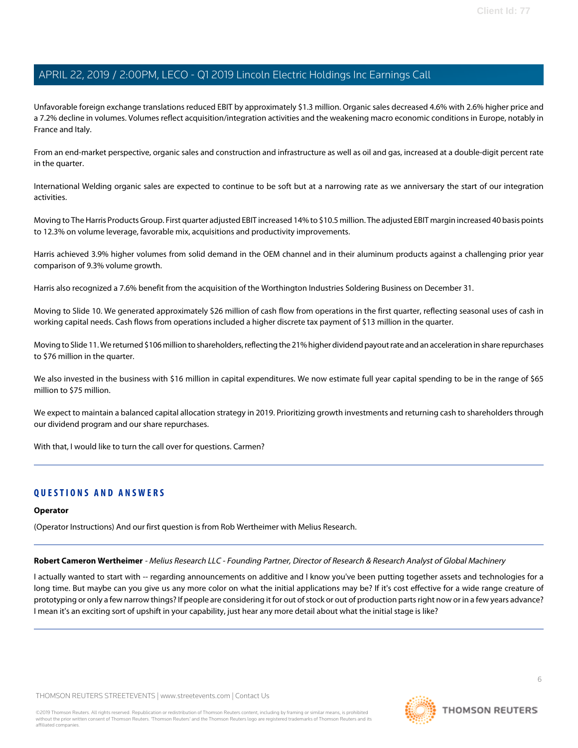Unfavorable foreign exchange translations reduced EBIT by approximately $1.3 million. Organic sales decreased 4.6% with 2.6% higher price and a 7.2% decline in volumes. Volumes reflect acquisition/integration activities and the weakening macro economic conditions in Europe, notably in France and Italy.

From an end-market perspective, organic sales and construction and infrastructure as well as oil and gas, increased at a double-digit percent rate in the quarter.

International Welding organic sales are expected to continue to be soft but at a narrowing rate as we anniversary the start of our integration activities.

Moving to The Harris Products Group. First quarter adjusted EBIT increased 14% to $10.5 million. The adjusted EBIT margin increased 40 basis points to 12.3% on volume leverage, favorable mix, acquisitions and productivity improvements.

Harris achieved 3.9% higher volumes from solid demand in the OEM channel and in their aluminum products against a challenging prior year comparison of 9.3% volume growth.

Harris also recognized a 7.6% benefit from the acquisition of the Worthington Industries Soldering Business on December 31.

Moving to Slide 10. We generated approximately $26 million of cash flow from operations in the first quarter, reflecting seasonal uses of cash in working capital needs. Cash flows from operations included a higher discrete tax payment of $13 million in the quarter.

Moving to Slide 11. We returned $106 million to shareholders, reflecting the 21% higher dividend payout rate and an acceleration in share repurchases to $76 million in the quarter.

We also invested in the business with $16 million in capital expenditures. We now estimate full year capital spending to be in the range of $65 million to $75 million.

We expect to maintain a balanced capital allocation strategy in 2019. Prioritizing growth investments and returning cash to shareholders through our dividend program and our share repurchases.

With that, I would like to turn the call over for questions. Carmen?

## QUESTIONS AND ANSWERS

**Operator**

(Operator Instructions) And our first question is from Rob Wertheimer with Melius Research.

**Robert Cameron Wertheimer** *- Melius Research LLC - Founding Partner, Director of Research & Research Analyst of Global Machinery*

I actually wanted to start with -- regarding announcements on additive and I know you've been putting together assets and technologies for a long time. But maybe can you give us any more color on what the initial applications may be? If it's cost effective for a wide range creature of prototyping or only a few narrow things? If people are considering it for out of stock or out of production parts right now or in a few years advance? I mean it's an exciting sort of upshift in your capability, just hear any more detail about what the initial stage is like?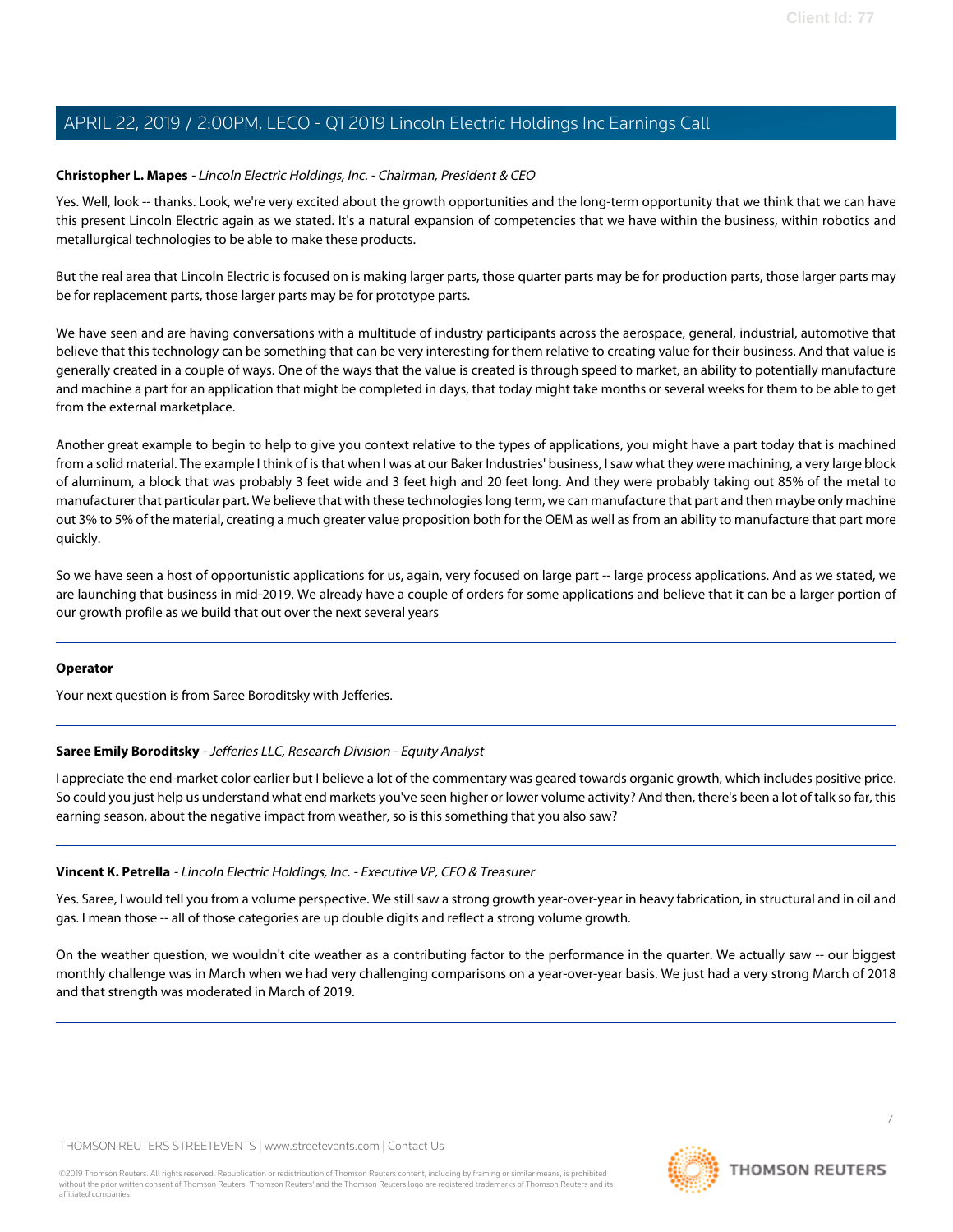**Christopher L. Mapes** - *Lincoln Electric Holdings, Inc. - Chairman, President & CEO*

Yes. Well, look -- thanks. Look, we're very excited about the growth opportunities and the long-term opportunity that we think that we can have this present Lincoln Electric again as we stated. It's a natural expansion of competencies that we have within the business, within robotics and metallurgical technologies to be able to make these products.

But the real area that Lincoln Electric is focused on is making larger parts, those quarter parts may be for production parts, those larger parts may be for replacement parts, those larger parts may be for prototype parts.

We have seen and are having conversations with a multitude of industry participants across the aerospace, general, industrial, automotive that believe that this technology can be something that can be very interesting for them relative to creating value for their business. And that value is generally created in a couple of ways. One of the ways that the value is created is through speed to market, an ability to potentially manufacture and machine a part for an application that might be completed in days, that today might take months or several weeks for them to be able to get from the external marketplace.

Another great example to begin to help to give you context relative to the types of applications, you might have a part today that is machined from a solid material. The example I think of is that when I was at our Baker Industries' business, I saw what they were machining, a very large block of aluminum, a block that was probably 3 feet wide and 3 feet high and 20 feet long. And they were probably taking out 85% of the metal to manufacturer that particular part. We believe that with these technologies long term, we can manufacture that part and then maybe only machine out 3% to 5% of the material, creating a much greater value proposition both for the OEM as well as from an ability to manufacture that part more quickly.

So we have seen a host of opportunistic applications for us, again, very focused on large part -- large process applications. And as we stated, we are launching that business in mid-2019. We already have a couple of orders for some applications and believe that it can be a larger portion of our growth profile as we build that out over the next several years

---

**Operator**

Your next question is from Saree Boroditsky with Jefferies.

---

**Saree Emily Boroditsky** - *Jefferies LLC, Research Division - Equity Analyst*

I appreciate the end-market color earlier but I believe a lot of the commentary was geared towards organic growth, which includes positive price. So could you just help us understand what end markets you've seen higher or lower volume activity? And then, there's been a lot of talk so far, this earning season, about the negative impact from weather, so is this something that you also saw?

---

**Vincent K. Petrella** - *Lincoln Electric Holdings, Inc. - Executive VP, CFO & Treasurer*

Yes. Saree, I would tell you from a volume perspective. We still saw a strong growth year-over-year in heavy fabrication, in structural and in oil and gas. I mean those -- all of those categories are up double digits and reflect a strong volume growth.

On the weather question, we wouldn't cite weather as a contributing factor to the performance in the quarter. We actually saw -- our biggest monthly challenge was in March when we had very challenging comparisons on a year-over-year basis. We just had a very strong March of 2018 and that strength was moderated in March of 2019.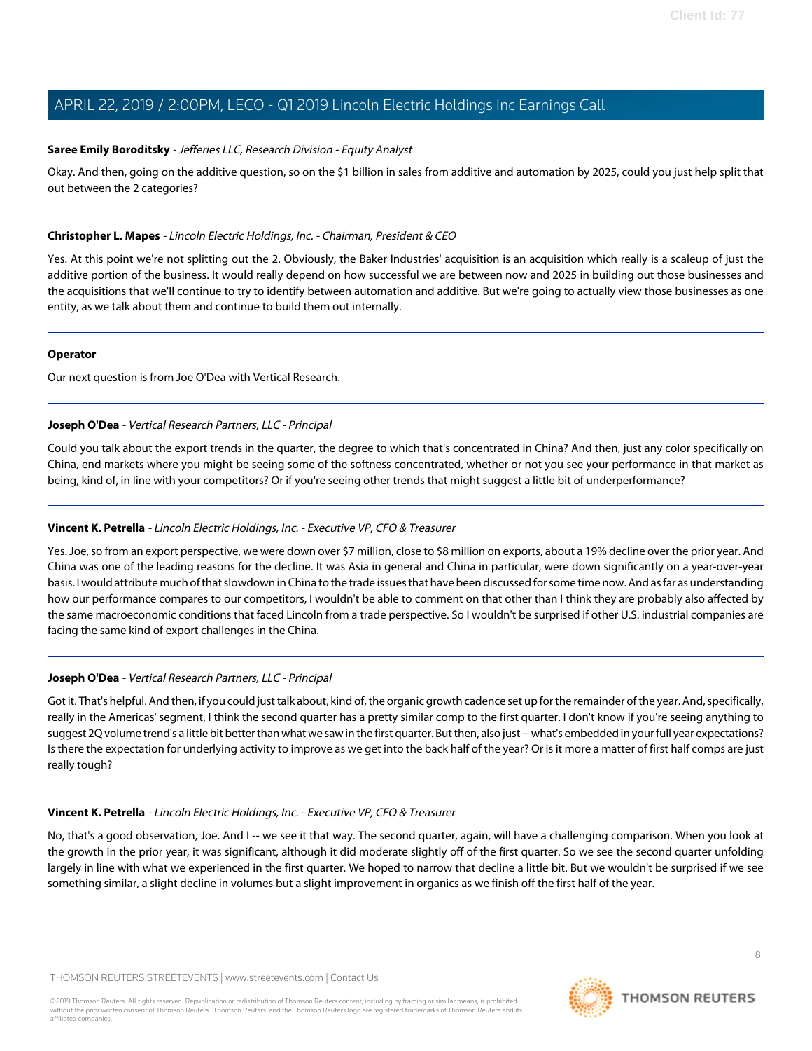**Saree Emily Boroditsky** - *Jefferies LLC, Research Division - Equity Analyst*

Okay. And then, going on the additive question, so on the $1 billion in sales from additive and automation by 2025, could you just help split that out between the 2 categories?

---

**Christopher L. Mapes** - *Lincoln Electric Holdings, Inc. - Chairman, President & CEO*

Yes. At this point we're not splitting out the 2. Obviously, the Baker Industries' acquisition is an acquisition which really is a scaleup of just the additive portion of the business. It would really depend on how successful we are between now and 2025 in building out those businesses and the acquisitions that we'll continue to try to identify between automation and additive. But we're going to actually view those businesses as one entity, as we talk about them and continue to build them out internally.

---

**Operator**

Our next question is from Joe O'Dea with Vertical Research.

---

**Joseph O'Dea** - *Vertical Research Partners, LLC - Principal*

Could you talk about the export trends in the quarter, the degree to which that's concentrated in China? And then, just any color specifically on China, end markets where you might be seeing some of the softness concentrated, whether or not you see your performance in that market as being, kind of, in line with your competitors? Or if you're seeing other trends that might suggest a little bit of underperformance?

---

**Vincent K. Petrella** - *Lincoln Electric Holdings, Inc. - Executive VP, CFO & Treasurer*

Yes. Joe, so from an export perspective, we were down over $7 million, close to $8 million on exports, about a 19% decline over the prior year. And China was one of the leading reasons for the decline. It was Asia in general and China in particular, were down significantly on a year-over-year basis. I would attribute much of that slowdown in China to the trade issues that have been discussed for some time now. And as far as understanding how our performance compares to our competitors, I wouldn't be able to comment on that other than I think they are probably also affected by the same macroeconomic conditions that faced Lincoln from a trade perspective. So I wouldn't be surprised if other U.S. industrial companies are facing the same kind of export challenges in the China.

---

**Joseph O'Dea** - *Vertical Research Partners, LLC - Principal*

Got it. That's helpful. And then, if you could just talk about, kind of, the organic growth cadence set up for the remainder of the year. And, specifically, really in the Americas' segment, I think the second quarter has a pretty similar comp to the first quarter. I don't know if you're seeing anything to suggest 2Q volume trend's a little bit better than what we saw in the first quarter. But then, also just -- what's embedded in your full year expectations? Is there the expectation for underlying activity to improve as we get into the back half of the year? Or is it more a matter of first half comps are just really tough?

---

**Vincent K. Petrella** - *Lincoln Electric Holdings, Inc. - Executive VP, CFO & Treasurer*

No, that's a good observation, Joe. And I -- we see it that way. The second quarter, again, will have a challenging comparison. When you look at the growth in the prior year, it was significant, although it did moderate slightly off of the first quarter. So we see the second quarter unfolding largely in line with what we experienced in the first quarter. We hoped to narrow that decline a little bit. But we wouldn't be surprised if we see something similar, a slight decline in volumes but a slight improvement in organics as we finish off the first half of the year.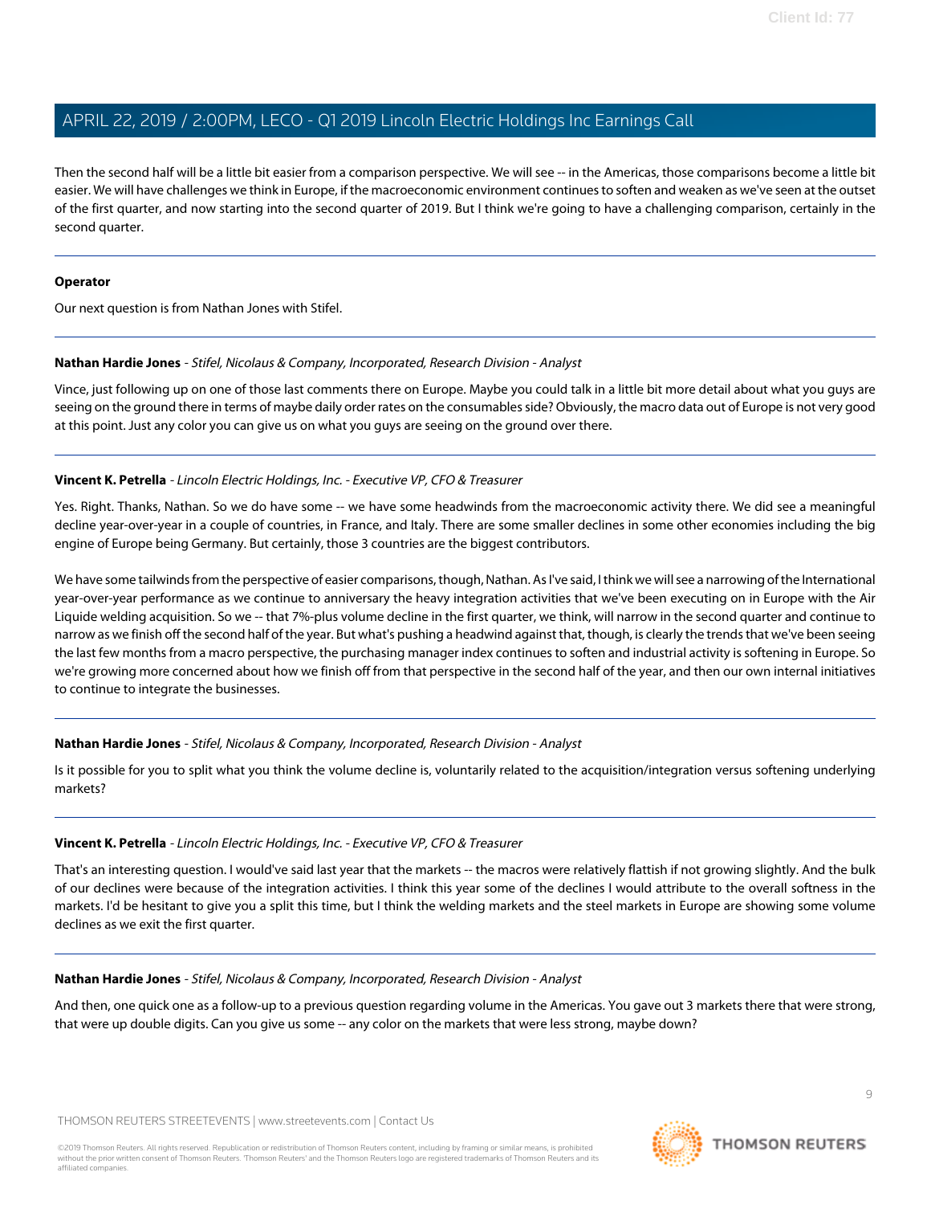Then the second half will be a little bit easier from a comparison perspective. We will see -- in the Americas, those comparisons become a little bit easier. We will have challenges we think in Europe, if the macroeconomic environment continues to soften and weaken as we've seen at the outset of the first quarter, and now starting into the second quarter of 2019. But I think we're going to have a challenging comparison, certainly in the second quarter.

---

**Operator**

Our next question is from Nathan Jones with Stifel.

---

**Nathan Hardie Jones** - *Stifel, Nicolaus & Company, Incorporated, Research Division - Analyst*

Vince, just following up on one of those last comments there on Europe. Maybe you could talk in a little bit more detail about what you guys are seeing on the ground there in terms of maybe daily order rates on the consumables side? Obviously, the macro data out of Europe is not very good at this point. Just any color you can give us on what you guys are seeing on the ground over there.

---

**Vincent K. Petrella** - *Lincoln Electric Holdings, Inc. - Executive VP, CFO & Treasurer*

Yes. Right. Thanks, Nathan. So we do have some -- we have some headwinds from the macroeconomic activity there. We did see a meaningful decline year-over-year in a couple of countries, in France, and Italy. There are some smaller declines in some other economies including the big engine of Europe being Germany. But certainly, those 3 countries are the biggest contributors.

We have some tailwinds from the perspective of easier comparisons, though, Nathan. As I've said, I think we will see a narrowing of the International year-over-year performance as we continue to anniversary the heavy integration activities that we've been executing on in Europe with the Air Liquide welding acquisition. So we -- that 7%-plus volume decline in the first quarter, we think, will narrow in the second quarter and continue to narrow as we finish off the second half of the year. But what's pushing a headwind against that, though, is clearly the trends that we've been seeing the last few months from a macro perspective, the purchasing manager index continues to soften and industrial activity is softening in Europe. So we're growing more concerned about how we finish off from that perspective in the second half of the year, and then our own internal initiatives to continue to integrate the businesses.

---

**Nathan Hardie Jones** - *Stifel, Nicolaus & Company, Incorporated, Research Division - Analyst*

Is it possible for you to split what you think the volume decline is, voluntarily related to the acquisition/integration versus softening underlying markets?

---

**Vincent K. Petrella** - *Lincoln Electric Holdings, Inc. - Executive VP, CFO & Treasurer*

That's an interesting question. I would've said last year that the markets -- the macros were relatively flattish if not growing slightly. And the bulk of our declines were because of the integration activities. I think this year some of the declines I would attribute to the overall softness in the markets. I'd be hesitant to give you a split this time, but I think the welding markets and the steel markets in Europe are showing some volume declines as we exit the first quarter.

---

**Nathan Hardie Jones** - *Stifel, Nicolaus & Company, Incorporated, Research Division - Analyst*

And then, one quick one as a follow-up to a previous question regarding volume in the Americas. You gave out 3 markets there that were strong, that were up double digits. Can you give us some -- any color on the markets that were less strong, maybe down?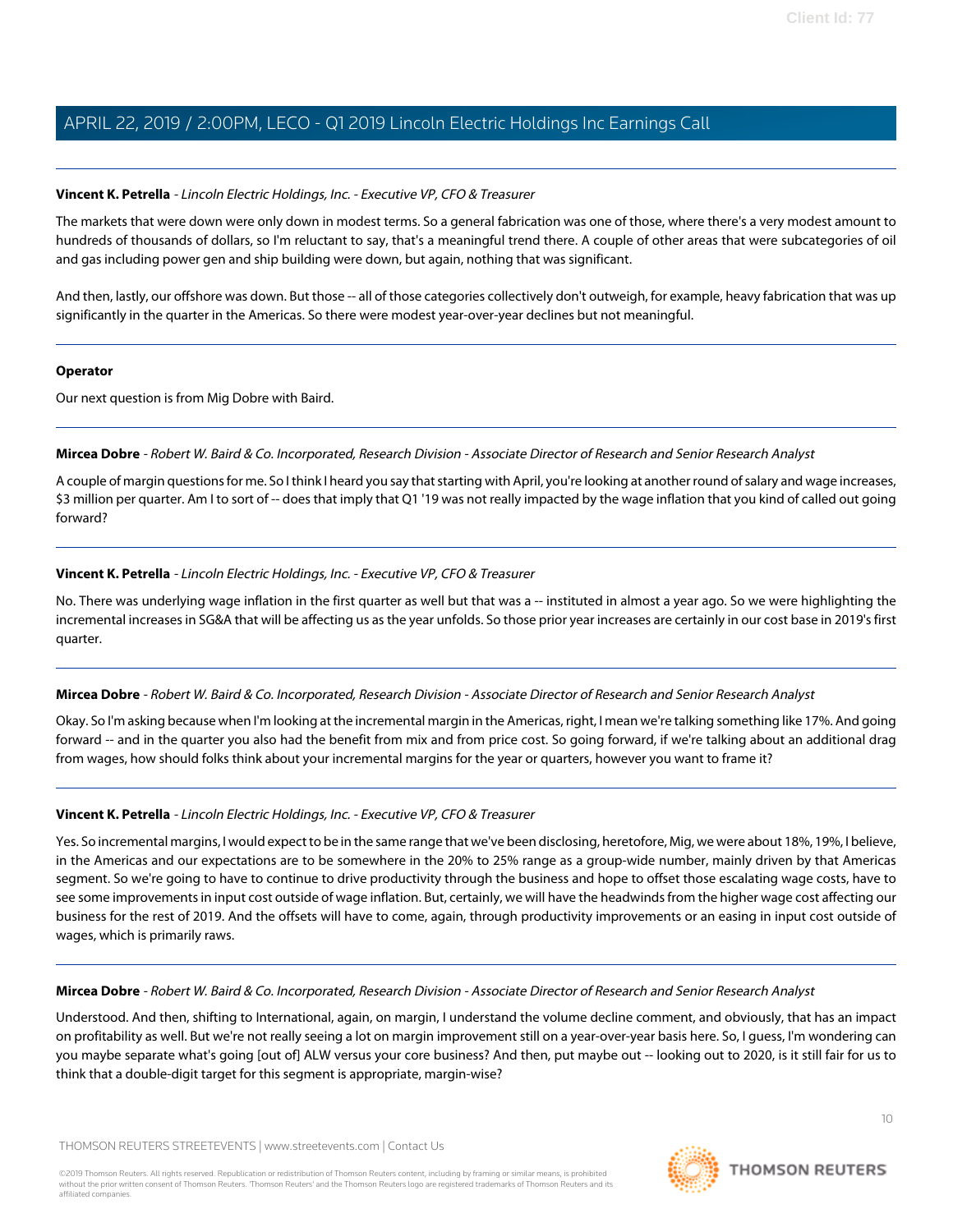**Vincent K. Petrella** - *Lincoln Electric Holdings, Inc. - Executive VP, CFO & Treasurer*

The markets that were down were only down in modest terms. So a general fabrication was one of those, where there's a very modest amount to hundreds of thousands of dollars, so I'm reluctant to say, that's a meaningful trend there. A couple of other areas that were subcategories of oil and gas including power gen and ship building were down, but again, nothing that was significant.

And then, lastly, our offshore was down. But those -- all of those categories collectively don't outweigh, for example, heavy fabrication that was up significantly in the quarter in the Americas. So there were modest year-over-year declines but not meaningful.

---

**Operator**

Our next question is from Mig Dobre with Baird.

---

**Mircea Dobre** - *Robert W. Baird & Co. Incorporated, Research Division - Associate Director of Research and Senior Research Analyst*

A couple of margin questions for me. So I think I heard you say that starting with April, you're looking at another round of salary and wage increases, $3 million per quarter. Am I to sort of -- does that imply that Q1 '19 was not really impacted by the wage inflation that you kind of called out going forward?

---

**Vincent K. Petrella** - *Lincoln Electric Holdings, Inc. - Executive VP, CFO & Treasurer*

No. There was underlying wage inflation in the first quarter as well but that was a -- instituted in almost a year ago. So we were highlighting the incremental increases in SG&A that will be affecting us as the year unfolds. So those prior year increases are certainly in our cost base in 2019's first quarter.

---

**Mircea Dobre** - *Robert W. Baird & Co. Incorporated, Research Division - Associate Director of Research and Senior Research Analyst*

Okay. So I'm asking because when I'm looking at the incremental margin in the Americas, right, I mean we're talking something like 17%. And going forward -- and in the quarter you also had the benefit from mix and from price cost. So going forward, if we're talking about an additional drag from wages, how should folks think about your incremental margins for the year or quarters, however you want to frame it?

---

**Vincent K. Petrella** - *Lincoln Electric Holdings, Inc. - Executive VP, CFO & Treasurer*

Yes. So incremental margins, I would expect to be in the same range that we've been disclosing, heretofore, Mig, we were about 18%, 19%, I believe, in the Americas and our expectations are to be somewhere in the 20% to 25% range as a group-wide number, mainly driven by that Americas segment. So we're going to have to continue to drive productivity through the business and hope to offset those escalating wage costs, have to see some improvements in input cost outside of wage inflation. But, certainly, we will have the headwinds from the higher wage cost affecting our business for the rest of 2019. And the offsets will have to come, again, through productivity improvements or an easing in input cost outside of wages, which is primarily raws.

---

**Mircea Dobre** - *Robert W. Baird & Co. Incorporated, Research Division - Associate Director of Research and Senior Research Analyst*

Understood. And then, shifting to International, again, on margin, I understand the volume decline comment, and obviously, that has an impact on profitability as well. But we're not really seeing a lot on margin improvement still on a year-over-year basis here. So, I guess, I'm wondering can you maybe separate what's going [out of] ALW versus your core business? And then, put maybe out -- looking out to 2020, is it still fair for us to think that a double-digit target for this segment is appropriate, margin-wise?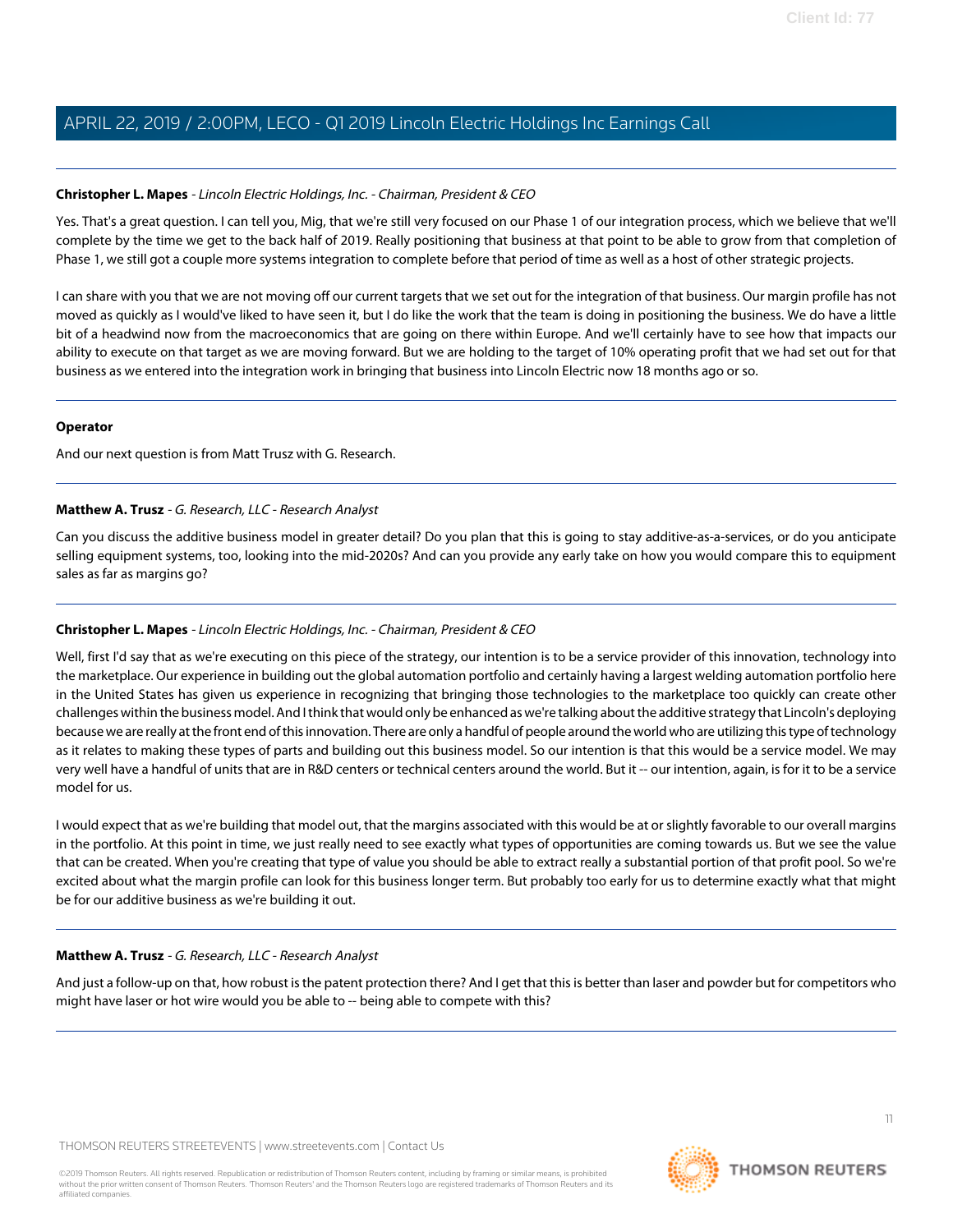**Christopher L. Mapes** - *Lincoln Electric Holdings, Inc. - Chairman, President & CEO*

Yes. That's a great question. I can tell you, Mig, that we're still very focused on our Phase 1 of our integration process, which we believe that we'll complete by the time we get to the back half of 2019. Really positioning that business at that point to be able to grow from that completion of Phase 1, we still got a couple more systems integration to complete before that period of time as well as a host of other strategic projects.

I can share with you that we are not moving off our current targets that we set out for the integration of that business. Our margin profile has not moved as quickly as I would've liked to have seen it, but I do like the work that the team is doing in positioning the business. We do have a little bit of a headwind now from the macroeconomics that are going on there within Europe. And we'll certainly have to see how that impacts our ability to execute on that target as we are moving forward. But we are holding to the target of 10% operating profit that we had set out for that business as we entered into the integration work in bringing that business into Lincoln Electric now 18 months ago or so.

---

**Operator**

And our next question is from Matt Trusz with G. Research.

---

**Matthew A. Trusz** - *G. Research, LLC - Research Analyst*

Can you discuss the additive business model in greater detail? Do you plan that this is going to stay additive-as-a-services, or do you anticipate selling equipment systems, too, looking into the mid-2020s? And can you provide any early take on how you would compare this to equipment sales as far as margins go?

---

**Christopher L. Mapes** - *Lincoln Electric Holdings, Inc. - Chairman, President & CEO*

Well, first I'd say that as we're executing on this piece of the strategy, our intention is to be a service provider of this innovation, technology into the marketplace. Our experience in building out the global automation portfolio and certainly having a largest welding automation portfolio here in the United States has given us experience in recognizing that bringing those technologies to the marketplace too quickly can create other challenges within the business model. And I think that would only be enhanced as we're talking about the additive strategy that Lincoln's deploying because we are really at the front end of this innovation. There are only a handful of people around the world who are utilizing this type of technology as it relates to making these types of parts and building out this business model. So our intention is that this would be a service model. We may very well have a handful of units that are in R&D centers or technical centers around the world. But it -- our intention, again, is for it to be a service model for us.

I would expect that as we're building that model out, that the margins associated with this would be at or slightly favorable to our overall margins in the portfolio. At this point in time, we just really need to see exactly what types of opportunities are coming towards us. But we see the value that can be created. When you're creating that type of value you should be able to extract really a substantial portion of that profit pool. So we're excited about what the margin profile can look for this business longer term. But probably too early for us to determine exactly what that might be for our additive business as we're building it out.

---

**Matthew A. Trusz** - *G. Research, LLC - Research Analyst*

And just a follow-up on that, how robust is the patent protection there? And I get that this is better than laser and powder but for competitors who might have laser or hot wire would you be able to -- being able to compete with this?

---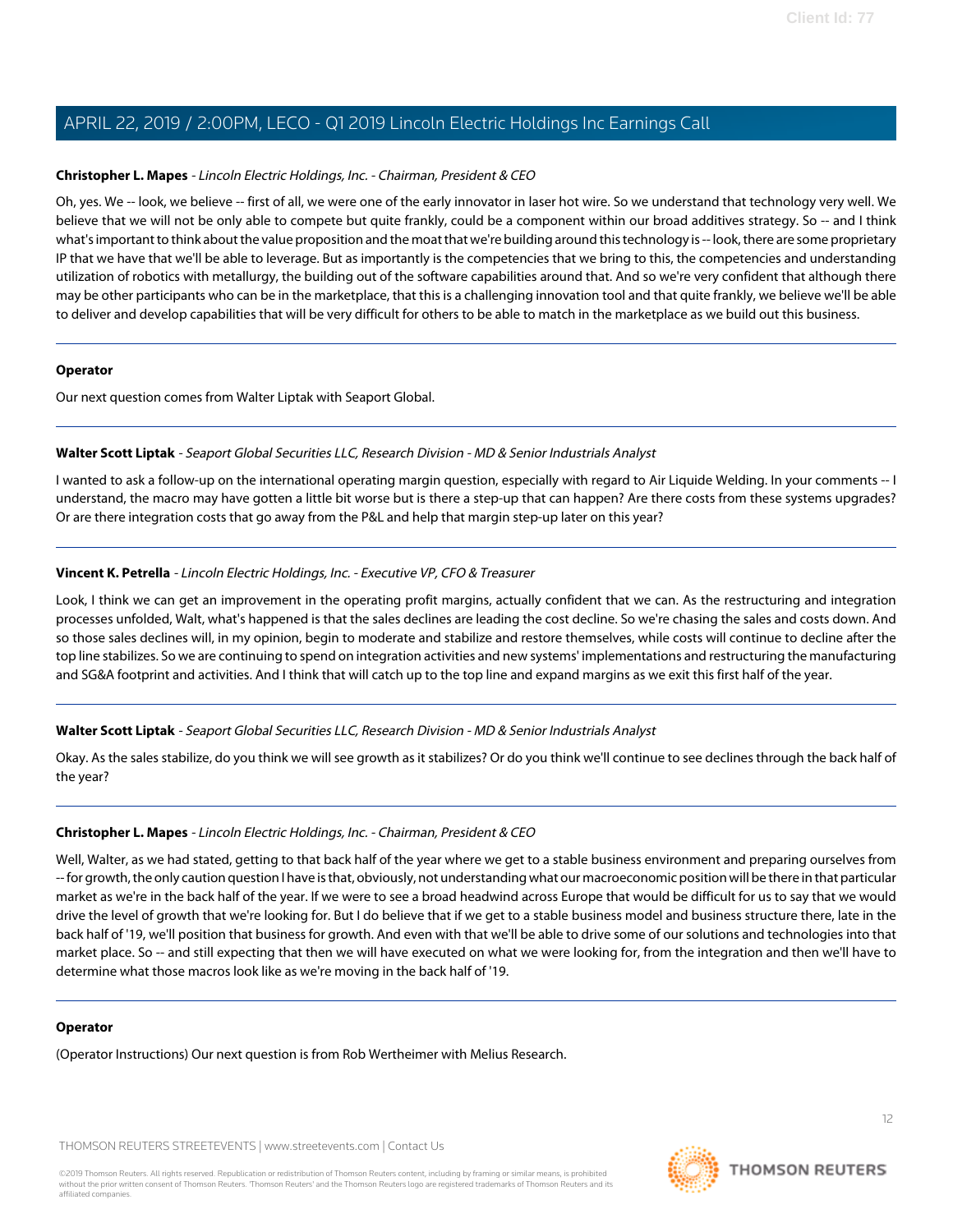**Christopher L. Mapes** - *Lincoln Electric Holdings, Inc. - Chairman, President & CEO*

Oh, yes. We -- look, we believe -- first of all, we were one of the early innovator in laser hot wire. So we understand that technology very well. We believe that we will not be only able to compete but quite frankly, could be a component within our broad additives strategy. So -- and I think what's important to think about the value proposition and the moat that we're building around this technology is -- look, there are some proprietary IP that we have that we'll be able to leverage. But as importantly is the competencies that we bring to this, the competencies and understanding utilization of robotics with metallurgy, the building out of the software capabilities around that. And so we're very confident that although there may be other participants who can be in the marketplace, that this is a challenging innovation tool and that quite frankly, we believe we'll be able to deliver and develop capabilities that will be very difficult for others to be able to match in the marketplace as we build out this business.

---

**Operator**

Our next question comes from Walter Liptak with Seaport Global.

---

**Walter Scott Liptak** - *Seaport Global Securities LLC, Research Division - MD & Senior Industrials Analyst*

I wanted to ask a follow-up on the international operating margin question, especially with regard to Air Liquide Welding. In your comments -- I understand, the macro may have gotten a little bit worse but is there a step-up that can happen? Are there costs from these systems upgrades? Or are there integration costs that go away from the P&L and help that margin step-up later on this year?

---

**Vincent K. Petrella** - *Lincoln Electric Holdings, Inc. - Executive VP, CFO & Treasurer*

Look, I think we can get an improvement in the operating profit margins, actually confident that we can. As the restructuring and integration processes unfolded, Walt, what's happened is that the sales declines are leading the cost decline. So we're chasing the sales and costs down. And so those sales declines will, in my opinion, begin to moderate and stabilize and restore themselves, while costs will continue to decline after the top line stabilizes. So we are continuing to spend on integration activities and new systems' implementations and restructuring the manufacturing and SG&A footprint and activities. And I think that will catch up to the top line and expand margins as we exit this first half of the year.

---

**Walter Scott Liptak** - *Seaport Global Securities LLC, Research Division - MD & Senior Industrials Analyst*

Okay. As the sales stabilize, do you think we will see growth as it stabilizes? Or do you think we'll continue to see declines through the back half of the year?

---

**Christopher L. Mapes** - *Lincoln Electric Holdings, Inc. - Chairman, President & CEO*

Well, Walter, as we had stated, getting to that back half of the year where we get to a stable business environment and preparing ourselves from -- for growth, the only caution question I have is that, obviously, not understanding what our macroeconomic position will be there in that particular market as we're in the back half of the year. If we were to see a broad headwind across Europe that would be difficult for us to say that we would drive the level of growth that we're looking for. But I do believe that if we get to a stable business model and business structure there, late in the back half of '19, we'll position that business for growth. And even with that we'll be able to drive some of our solutions and technologies into that market place. So -- and still expecting that then we will have executed on what we were looking for, from the integration and then we'll have to determine what those macros look like as we're moving in the back half of '19.

---

**Operator**

(Operator Instructions) Our next question is from Rob Wertheimer with Melius Research.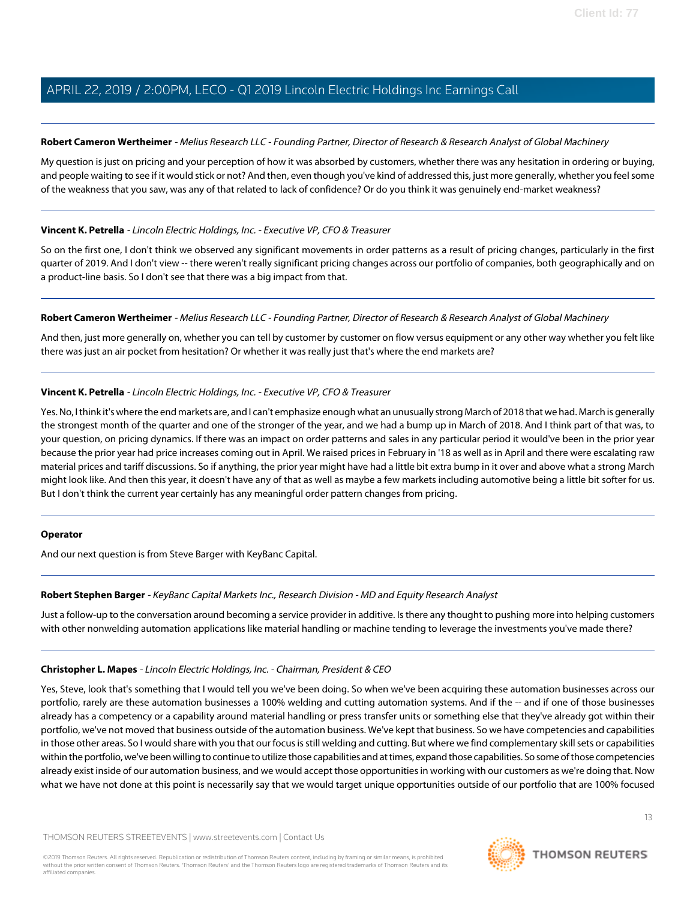**Robert Cameron Wertheimer** - *Melius Research LLC - Founding Partner, Director of Research & Research Analyst of Global Machinery*

My question is just on pricing and your perception of how it was absorbed by customers, whether there was any hesitation in ordering or buying, and people waiting to see if it would stick or not? And then, even though you've kind of addressed this, just more generally, whether you feel some of the weakness that you saw, was any of that related to lack of confidence? Or do you think it was genuinely end-market weakness?

---

**Vincent K. Petrella** - *Lincoln Electric Holdings, Inc. - Executive VP, CFO & Treasurer*

So on the first one, I don't think we observed any significant movements in order patterns as a result of pricing changes, particularly in the first quarter of 2019. And I don't view -- there weren't really significant pricing changes across our portfolio of companies, both geographically and on a product-line basis. So I don't see that there was a big impact from that.

---

**Robert Cameron Wertheimer** - *Melius Research LLC - Founding Partner, Director of Research & Research Analyst of Global Machinery*

And then, just more generally on, whether you can tell by customer by customer on flow versus equipment or any other way whether you felt like there was just an air pocket from hesitation? Or whether it was really just that's where the end markets are?

---

**Vincent K. Petrella** - *Lincoln Electric Holdings, Inc. - Executive VP, CFO & Treasurer*

Yes. No, I think it's where the end markets are, and I can't emphasize enough what an unusually strong March of 2018 that we had. March is generally the strongest month of the quarter and one of the stronger of the year, and we had a bump up in March of 2018. And I think part of that was, to your question, on pricing dynamics. If there was an impact on order patterns and sales in any particular period it would've been in the prior year because the prior year had price increases coming out in April. We raised prices in February in '18 as well as in April and there were escalating raw material prices and tariff discussions. So if anything, the prior year might have had a little bit extra bump in it over and above what a strong March might look like. And then this year, it doesn't have any of that as well as maybe a few markets including automotive being a little bit softer for us. But I don't think the current year certainly has any meaningful order pattern changes from pricing.

---

**Operator**

And our next question is from Steve Barger with KeyBanc Capital.

---

**Robert Stephen Barger** - *KeyBanc Capital Markets Inc., Research Division - MD and Equity Research Analyst*

Just a follow-up to the conversation around becoming a service provider in additive. Is there any thought to pushing more into helping customers with other nonwelding automation applications like material handling or machine tending to leverage the investments you've made there?

---

**Christopher L. Mapes** - *Lincoln Electric Holdings, Inc. - Chairman, President & CEO*

Yes, Steve, look that's something that I would tell you we've been doing. So when we've been acquiring these automation businesses across our portfolio, rarely are these automation businesses a 100% welding and cutting automation systems. And if the -- and if one of those businesses already has a competency or a capability around material handling or press transfer units or something else that they've already got within their portfolio, we've not moved that business outside of the automation business. We've kept that business. So we have competencies and capabilities in those other areas. So I would share with you that our focus is still welding and cutting. But where we find complementary skill sets or capabilities within the portfolio, we've been willing to continue to utilize those capabilities and at times, expand those capabilities. So some of those competencies already exist inside of our automation business, and we would accept those opportunities in working with our customers as we're doing that. Now what we have not done at this point is necessarily say that we would target unique opportunities outside of our portfolio that are 100% focused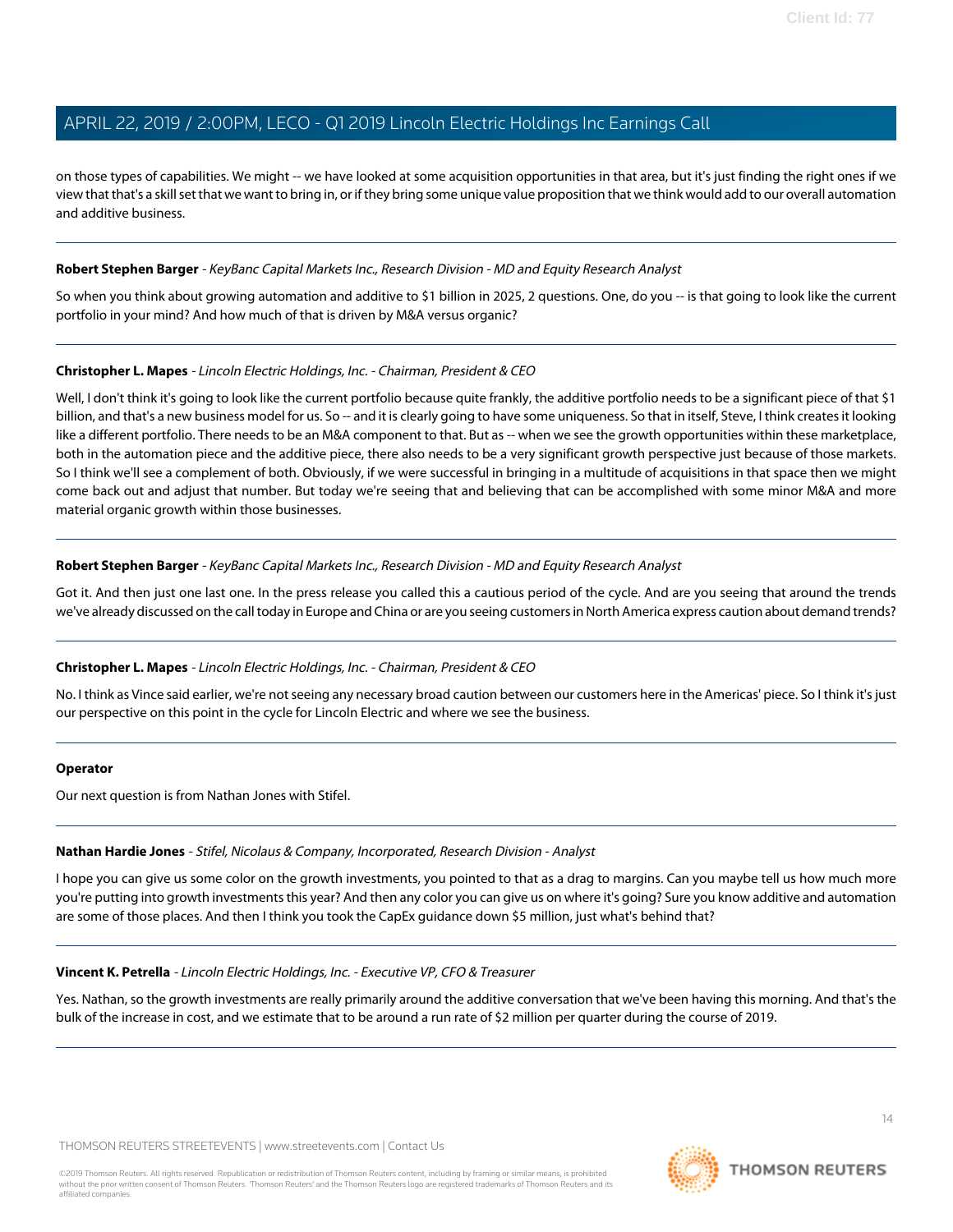on those types of capabilities. We might -- we have looked at some acquisition opportunities in that area, but it's just finding the right ones if we view that that's a skill set that we want to bring in, or if they bring some unique value proposition that we think would add to our overall automation and additive business.

---

**Robert Stephen Barger** - *KeyBanc Capital Markets Inc., Research Division - MD and Equity Research Analyst*

So when you think about growing automation and additive to $1 billion in 2025, 2 questions. One, do you -- is that going to look like the current portfolio in your mind? And how much of that is driven by M&A versus organic?

---

**Christopher L. Mapes** - *Lincoln Electric Holdings, Inc. - Chairman, President & CEO*

Well, I don't think it's going to look like the current portfolio because quite frankly, the additive portfolio needs to be a significant piece of that $1 billion, and that's a new business model for us. So -- and it is clearly going to have some uniqueness. So that in itself, Steve, I think creates it looking like a different portfolio. There needs to be an M&A component to that. But as -- when we see the growth opportunities within these marketplace, both in the automation piece and the additive piece, there also needs to be a very significant growth perspective just because of those markets. So I think we'll see a complement of both. Obviously, if we were successful in bringing in a multitude of acquisitions in that space then we might come back out and adjust that number. But today we're seeing that and believing that can be accomplished with some minor M&A and more material organic growth within those businesses.

---

**Robert Stephen Barger** - *KeyBanc Capital Markets Inc., Research Division - MD and Equity Research Analyst*

Got it. And then just one last one. In the press release you called this a cautious period of the cycle. And are you seeing that around the trends we've already discussed on the call today in Europe and China or are you seeing customers in North America express caution about demand trends?

---

**Christopher L. Mapes** - *Lincoln Electric Holdings, Inc. - Chairman, President & CEO*

No. I think as Vince said earlier, we're not seeing any necessary broad caution between our customers here in the Americas' piece. So I think it's just our perspective on this point in the cycle for Lincoln Electric and where we see the business.

---

**Operator**

Our next question is from Nathan Jones with Stifel.

---

**Nathan Hardie Jones** - *Stifel, Nicolaus & Company, Incorporated, Research Division - Analyst*

I hope you can give us some color on the growth investments, you pointed to that as a drag to margins. Can you maybe tell us how much more you're putting into growth investments this year? And then any color you can give us on where it's going? Sure you know additive and automation are some of those places. And then I think you took the CapEx guidance down $5 million, just what's behind that?

---

**Vincent K. Petrella** - *Lincoln Electric Holdings, Inc. - Executive VP, CFO & Treasurer*

Yes. Nathan, so the growth investments are really primarily around the additive conversation that we've been having this morning. And that's the bulk of the increase in cost, and we estimate that to be around a run rate of $2 million per quarter during the course of 2019.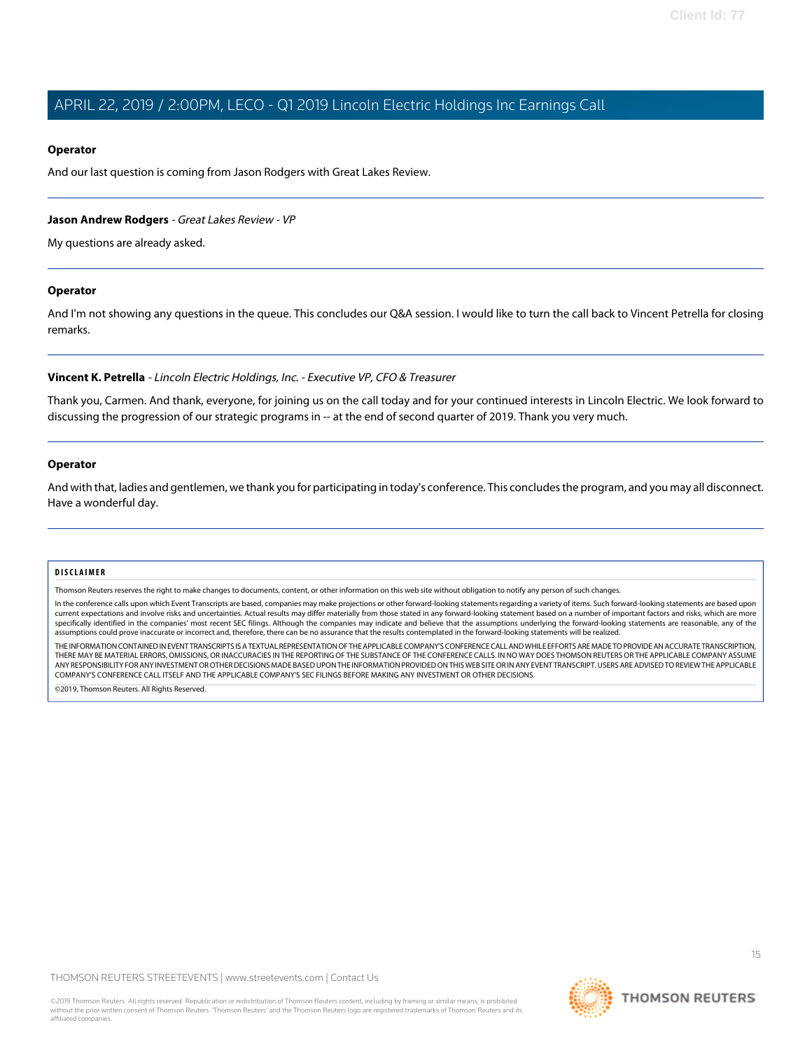**Operator**

And our last question is coming from Jason Rodgers with Great Lakes Review.

---

**Jason Andrew Rodgers** - *Great Lakes Review - VP*

My questions are already asked.

---

**Operator**

And I'm not showing any questions in the queue. This concludes our Q&A session. I would like to turn the call back to Vincent Petrella for closing remarks.

---

**Vincent K. Petrella** - *Lincoln Electric Holdings, Inc. - Executive VP, CFO & Treasurer*

Thank you, Carmen. And thank, everyone, for joining us on the call today and for your continued interests in Lincoln Electric. We look forward to discussing the progression of our strategic programs in -- at the end of second quarter of 2019. Thank you very much.

---

**Operator**

And with that, ladies and gentlemen, we thank you for participating in today's conference. This concludes the program, and you may all disconnect. Have a wonderful day.

---

**DISCLAIMER**

Thomson Reuters reserves the right to make changes to documents, content, or other information on this web site without obligation to notify any person of such changes.

In the conference calls upon which Event Transcripts are based, companies may make projections or other forward-looking statements regarding a variety of items. Such forward-looking statements are based upon current expectations and involve risks and uncertainties. Actual results may differ materially from those stated in any forward-looking statement based on a number of important factors and risks, which are more specifically identified in the companies' most recent SEC filings. Although the companies may indicate and believe that the assumptions underlying the forward-looking statements are reasonable, any of the assumptions could prove inaccurate or incorrect and, therefore, there can be no assurance that the results contemplated in the forward-looking statements will be realized.

THE INFORMATION CONTAINED IN EVENT TRANSCRIPTS IS A TEXTUAL REPRESENTATION OF THE APPLICABLE COMPANY'S CONFERENCE CALL AND WHILE EFFORTS ARE MADE TO PROVIDE AN ACCURATE TRANSCRIPTION, THERE MAY BE MATERIAL ERRORS, OMISSIONS, OR INACCURACIES IN THE REPORTING OF THE SUBSTANCE OF THE CONFERENCE CALLS. IN NO WAY DOES THOMSON REUTERS OR THE APPLICABLE COMPANY ASSUME ANY RESPONSIBILITY FOR ANY INVESTMENT OR OTHER DECISIONS MADE BASED UPON THE INFORMATION PROVIDED ON THIS WEB SITE OR IN ANY EVENT TRANSCRIPT. USERS ARE ADVISED TO REVIEW THE APPLICABLE COMPANY'S CONFERENCE CALL ITSELF AND THE APPLICABLE COMPANY'S SEC FILINGS BEFORE MAKING ANY INVESTMENT OR OTHER DECISIONS.

©2019, Thomson Reuters. All Rights Reserved.